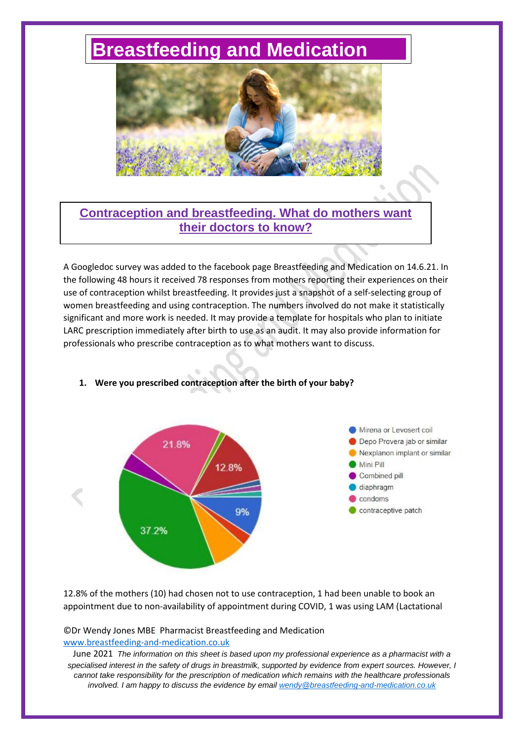# Breastfeeding and Medication

## Contraception and breastfeeding. What do mothers want their doctors to know?

A Googledoc survey was added to the facebook page Breastfeeding and Medication on 14.6.21. In the following 48 hours it received 78 responses from mothers reporting their experiences on their use of contraception whilst breastfeeding. It provides just a snapshot of a self-selecting group of women breastfeeding and using contraception. The numbers involved do not make it statistically significant and more work is needed. It may provide a template for hospitals who plan to initiate LARC prescription immediately after birth to use as an audit. It may also provide information for professionals who prescribe contraception as to what mothers want to discuss.

**1. Were you prescribed contraception after the birth of your baby?**

- Mirena or Levosert coil
- Depo Provera jab or similar
- Nexplanon implant or similar
- Mini Pill
- Combined pill
- diaphragm
- condoms
- contraceptive patch

37.2% | 21.8% | 12.8% | 9%

12.8% of the mothers (10) had chosen not to use contraception, 1 had been unable to book an appointment due to non-availability of appointment during COVID, 1 was using LAM (Lactational

©Dr Wendy Jones MBE Pharmacist Breastfeeding and Medication
www.breastfeeding-and-medication.co.uk

June 2021 *The information on this sheet is based upon my professional experience as a pharmacist with a specialised interest in the safety of drugs in breastmilk, supported by evidence from expert sources. However, I cannot take responsibility for the prescription of medication which remains with the healthcare professionals involved. I am happy to discuss the evidence by email wendy@breastfeeding-and-medication.co.uk*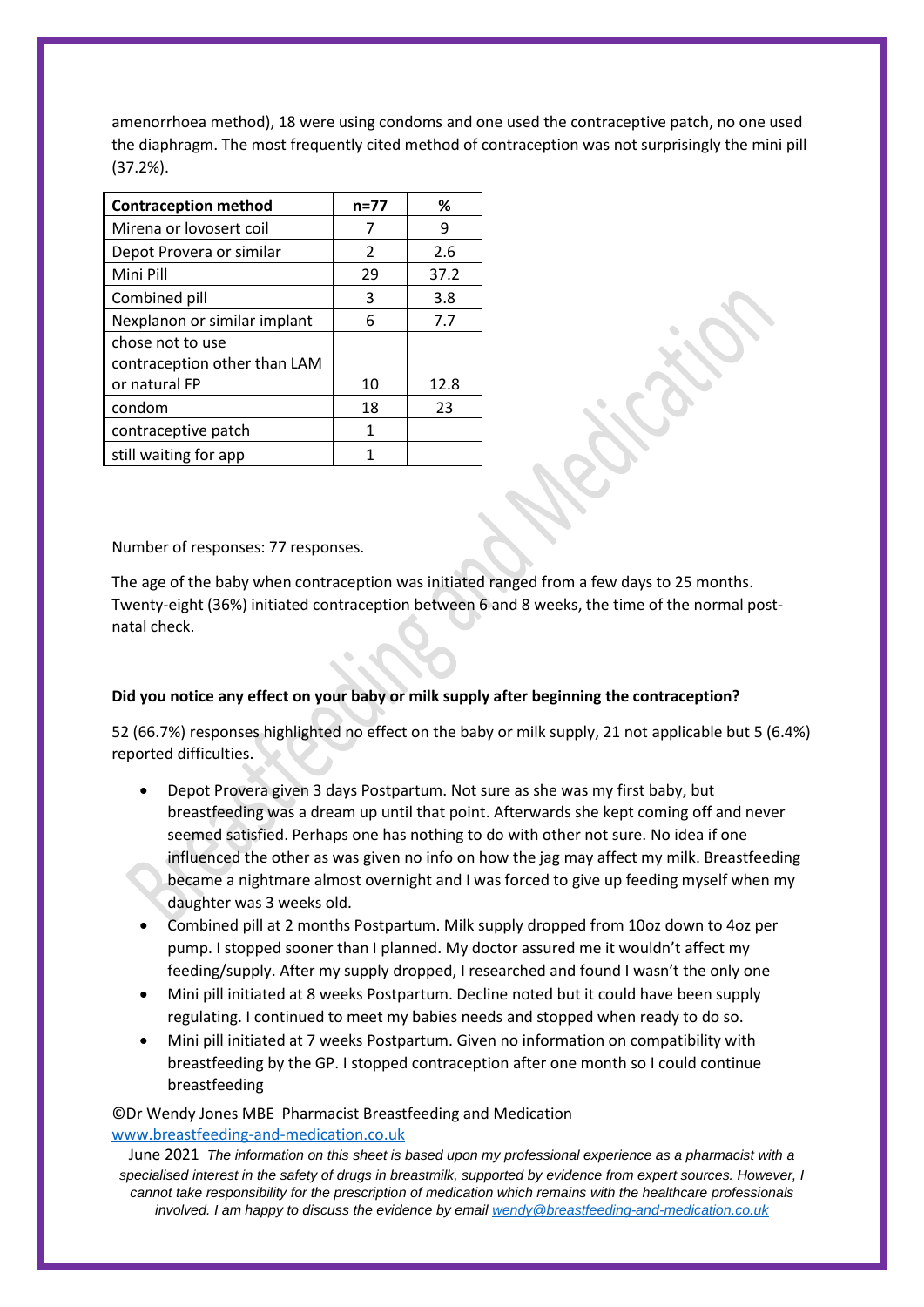amenorrhoea method), 18 were using condoms and one used the contraceptive patch, no one used the diaphragm. The most frequently cited method of contraception was not surprisingly the mini pill (37.2%).

| Contraception method | n=77 | % |
|---|---|---|
| Mirena or lovosert coil | 7 | 9 |
| Depot Provera or similar | 2 | 2.6 |
| Mini Pill | 29 | 37.2 |
| Combined pill | 3 | 3.8 |
| Nexplanon or similar implant | 6 | 7.7 |
| chose not to use contraception other than LAM or natural FP | 10 | 12.8 |
| condom | 18 | 23 |
| contraceptive patch | 1 | |
| still waiting for app | 1 | |

Number of responses: 77 responses.

The age of the baby when contraception was initiated ranged from a few days to 25 months. Twenty-eight (36%) initiated contraception between 6 and 8 weeks, the time of the normal post-natal check.

**Did you notice any effect on your baby or milk supply after beginning the contraception?**

52 (66.7%) responses highlighted no effect on the baby or milk supply, 21 not applicable but 5 (6.4%) reported difficulties.

- Depot Provera given 3 days Postpartum. Not sure as she was my first baby, but breastfeeding was a dream up until that point. Afterwards she kept coming off and never seemed satisfied. Perhaps one has nothing to do with other not sure. No idea if one influenced the other as was given no info on how the jag may affect my milk. Breastfeeding became a nightmare almost overnight and I was forced to give up feeding myself when my daughter was 3 weeks old.
- Combined pill at 2 months Postpartum. Milk supply dropped from 10oz down to 4oz per pump. I stopped sooner than I planned. My doctor assured me it wouldn't affect my feeding/supply. After my supply dropped, I researched and found I wasn't the only one
- Mini pill initiated at 8 weeks Postpartum. Decline noted but it could have been supply regulating. I continued to meet my babies needs and stopped when ready to do so.
- Mini pill initiated at 7 weeks Postpartum. Given no information on compatibility with breastfeeding by the GP. I stopped contraception after one month so I could continue breastfeeding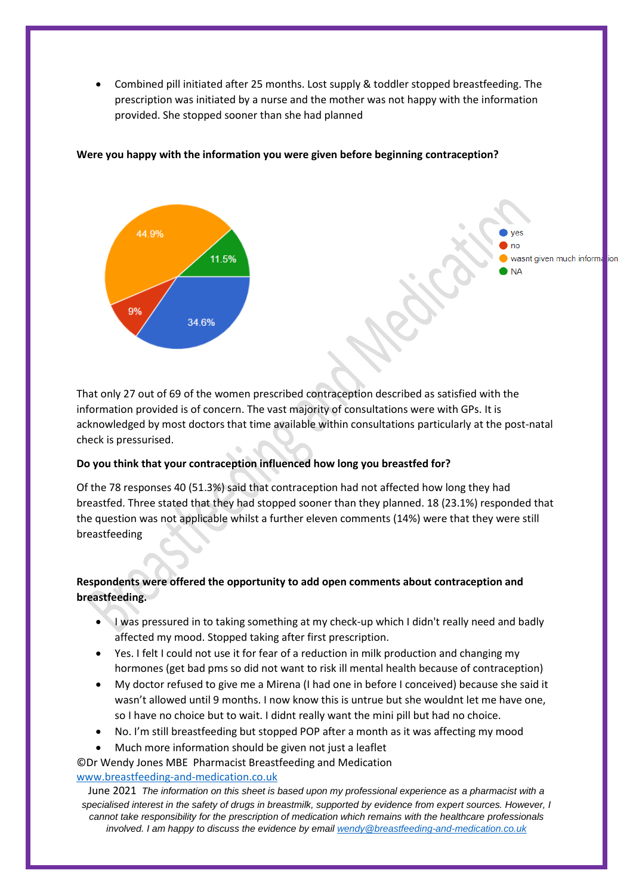- Combined pill initiated after 25 months. Lost supply & toddler stopped breastfeeding. The prescription was initiated by a nurse and the mother was not happy with the information provided. She stopped sooner than she had planned

**Were you happy with the information you were given before beginning contraception?**

| Response | Percentage |
| --- | --- |
| yes | 34.6% |
| no | 9% |
| wasnt given much information | 44.9% |
| NA | 11.5% |

That only 27 out of 69 of the women prescribed contraception described as satisfied with the information provided is of concern. The vast majority of consultations were with GPs. It is acknowledged by most doctors that time available within consultations particularly at the post-natal check is pressurised.

**Do you think that your contraception influenced how long you breastfed for?**

Of the 78 responses 40 (51.3%) said that contraception had not affected how long they had breastfed. Three stated that they had stopped sooner than they planned. 18 (23.1%) responded that the question was not applicable whilst a further eleven comments (14%) were that they were still breastfeeding

**Respondents were offered the opportunity to add open comments about contraception and breastfeeding.**

- I was pressured in to taking something at my check-up which I didn't really need and badly affected my mood. Stopped taking after first prescription.
- Yes. I felt I could not use it for fear of a reduction in milk production and changing my hormones (get bad pms so did not want to risk ill mental health because of contraception)
- My doctor refused to give me a Mirena (I had one in before I conceived) because she said it wasn't allowed until 9 months. I now know this is untrue but she wouldnt let me have one, so I have no choice but to wait. I didnt really want the mini pill but had no choice.
- No. I'm still breastfeeding but stopped POP after a month as it was affecting my mood
- Much more information should be given not just a leaflet

©Dr Wendy Jones MBE Pharmacist Breastfeeding and Medication
www.breastfeeding-and-medication.co.uk

June 2021 *The information on this sheet is based upon my professional experience as a pharmacist with a specialised interest in the safety of drugs in breastmilk, supported by evidence from expert sources. However, I cannot take responsibility for the prescription of medication which remains with the healthcare professionals involved. I am happy to discuss the evidence by email wendy@breastfeeding-and-medication.co.uk*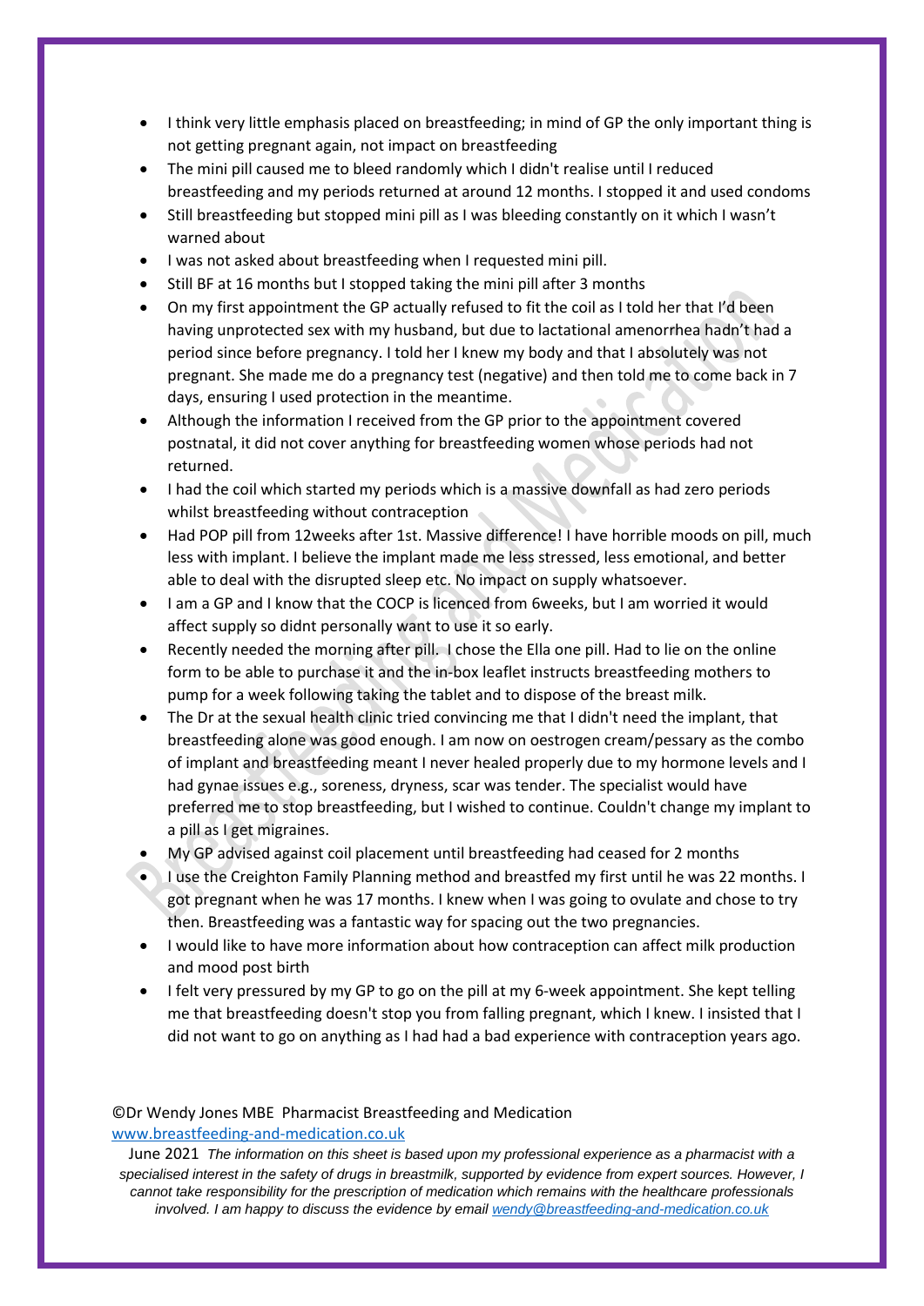- I think very little emphasis placed on breastfeeding; in mind of GP the only important thing is not getting pregnant again, not impact on breastfeeding
- The mini pill caused me to bleed randomly which I didn't realise until I reduced breastfeeding and my periods returned at around 12 months. I stopped it and used condoms
- Still breastfeeding but stopped mini pill as I was bleeding constantly on it which I wasn't warned about
- I was not asked about breastfeeding when I requested mini pill.
- Still BF at 16 months but I stopped taking the mini pill after 3 months
- On my first appointment the GP actually refused to fit the coil as I told her that I'd been having unprotected sex with my husband, but due to lactational amenorrhea hadn't had a period since before pregnancy. I told her I knew my body and that I absolutely was not pregnant. She made me do a pregnancy test (negative) and then told me to come back in 7 days, ensuring I used protection in the meantime.
- Although the information I received from the GP prior to the appointment covered postnatal, it did not cover anything for breastfeeding women whose periods had not returned.
- I had the coil which started my periods which is a massive downfall as had zero periods whilst breastfeeding without contraception
- Had POP pill from 12weeks after 1st. Massive difference! I have horrible moods on pill, much less with implant. I believe the implant made me less stressed, less emotional, and better able to deal with the disrupted sleep etc. No impact on supply whatsoever.
- I am a GP and I know that the COCP is licenced from 6weeks, but I am worried it would affect supply so didnt personally want to use it so early.
- Recently needed the morning after pill. I chose the Ella one pill. Had to lie on the online form to be able to purchase it and the in-box leaflet instructs breastfeeding mothers to pump for a week following taking the tablet and to dispose of the breast milk.
- The Dr at the sexual health clinic tried convincing me that I didn't need the implant, that breastfeeding alone was good enough. I am now on oestrogen cream/pessary as the combo of implant and breastfeeding meant I never healed properly due to my hormone levels and I had gynae issues e.g., soreness, dryness, scar was tender. The specialist would have preferred me to stop breastfeeding, but I wished to continue. Couldn't change my implant to a pill as I get migraines.
- My GP advised against coil placement until breastfeeding had ceased for 2 months
- I use the Creighton Family Planning method and breastfed my first until he was 22 months. I got pregnant when he was 17 months. I knew when I was going to ovulate and chose to try then. Breastfeeding was a fantastic way for spacing out the two pregnancies.
- I would like to have more information about how contraception can affect milk production and mood post birth
- I felt very pressured by my GP to go on the pill at my 6-week appointment. She kept telling me that breastfeeding doesn't stop you from falling pregnant, which I knew. I insisted that I did not want to go on anything as I had had a bad experience with contraception years ago.

©Dr Wendy Jones MBE Pharmacist Breastfeeding and Medication
www.breastfeeding-and-medication.co.uk

June 2021 *The information on this sheet is based upon my professional experience as a pharmacist with a specialised interest in the safety of drugs in breastmilk, supported by evidence from expert sources. However, I cannot take responsibility for the prescription of medication which remains with the healthcare professionals involved. I am happy to discuss the evidence by email wendy@breastfeeding-and-medication.co.uk*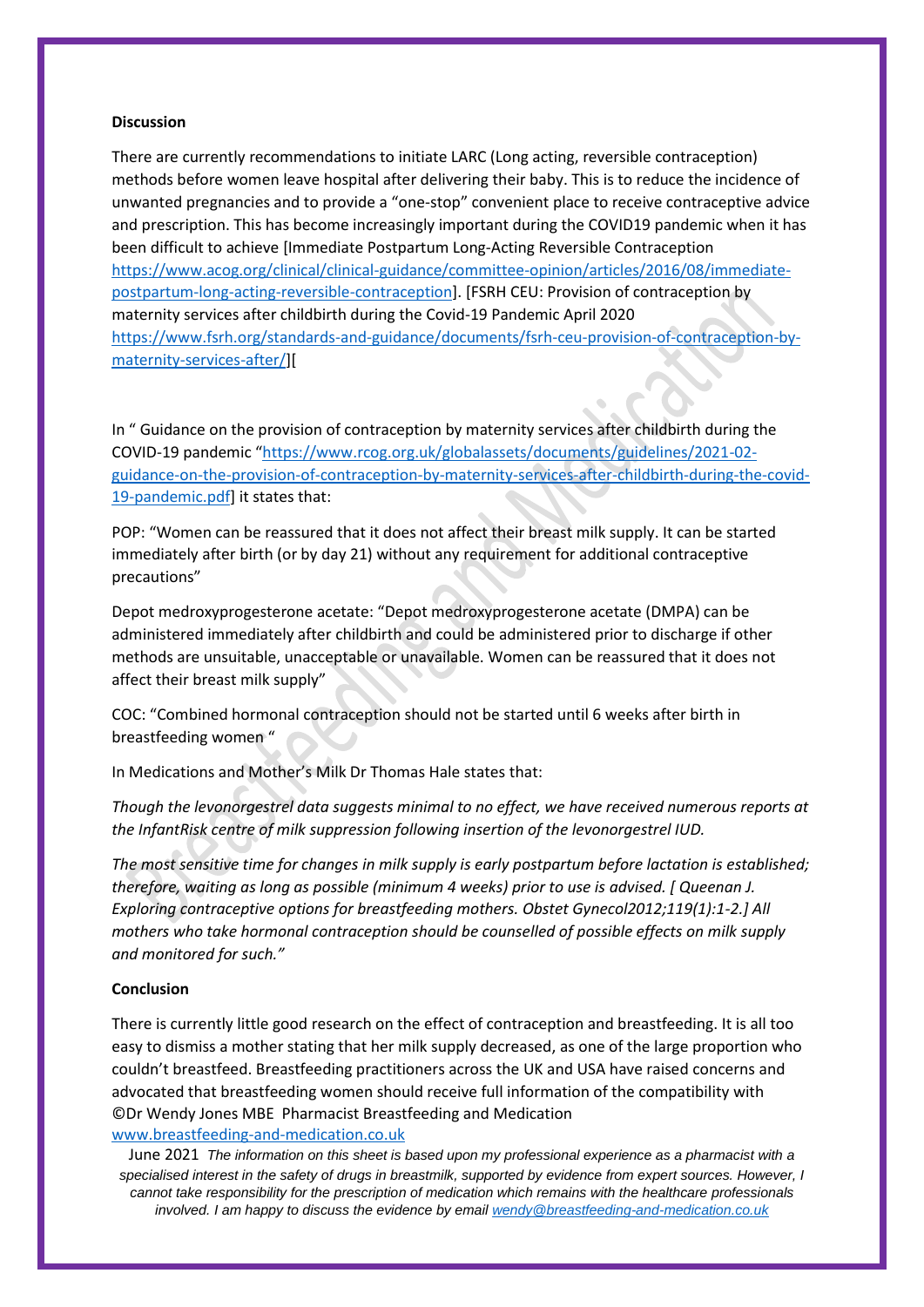**Discussion**

There are currently recommendations to initiate LARC (Long acting, reversible contraception) methods before women leave hospital after delivering their baby. This is to reduce the incidence of unwanted pregnancies and to provide a "one-stop" convenient place to receive contraceptive advice and prescription. This has become increasingly important during the COVID19 pandemic when it has been difficult to achieve [Immediate Postpartum Long-Acting Reversible Contraception https://www.acog.org/clinical/clinical-guidance/committee-opinion/articles/2016/08/immediate-postpartum-long-acting-reversible-contraception]. [FSRH CEU: Provision of contraception by maternity services after childbirth during the Covid-19 Pandemic April 2020 https://www.fsrh.org/standards-and-guidance/documents/fsrh-ceu-provision-of-contraception-by-maternity-services-after/][

In " Guidance on the provision of contraception by maternity services after childbirth during the COVID-19 pandemic "https://www.rcog.org.uk/globalassets/documents/guidelines/2021-02-guidance-on-the-provision-of-contraception-by-maternity-services-after-childbirth-during-the-covid-19-pandemic.pdf] it states that:

POP: "Women can be reassured that it does not affect their breast milk supply. It can be started immediately after birth (or by day 21) without any requirement for additional contraceptive precautions"

Depot medroxyprogesterone acetate: "Depot medroxyprogesterone acetate (DMPA) can be administered immediately after childbirth and could be administered prior to discharge if other methods are unsuitable, unacceptable or unavailable. Women can be reassured that it does not affect their breast milk supply"

COC: "Combined hormonal contraception should not be started until 6 weeks after birth in breastfeeding women "

In Medications and Mother's Milk Dr Thomas Hale states that:

*Though the levonorgestrel data suggests minimal to no effect, we have received numerous reports at the InfantRisk centre of milk suppression following insertion of the levonorgestrel IUD.*

*The most sensitive time for changes in milk supply is early postpartum before lactation is established; therefore, waiting as long as possible (minimum 4 weeks) prior to use is advised. [ Queenan J. Exploring contraceptive options for breastfeeding mothers. Obstet Gynecol2012;119(1):1-2.] All mothers who take hormonal contraception should be counselled of possible effects on milk supply and monitored for such."*

**Conclusion**

There is currently little good research on the effect of contraception and breastfeeding. It is all too easy to dismiss a mother stating that her milk supply decreased, as one of the large proportion who couldn't breastfeed. Breastfeeding practitioners across the UK and USA have raised concerns and advocated that breastfeeding women should receive full information of the compatibility with

©Dr Wendy Jones MBE Pharmacist Breastfeeding and Medication
www.breastfeeding-and-medication.co.uk

June 2021 *The information on this sheet is based upon my professional experience as a pharmacist with a specialised interest in the safety of drugs in breastmilk, supported by evidence from expert sources. However, I cannot take responsibility for the prescription of medication which remains with the healthcare professionals involved. I am happy to discuss the evidence by email wendy@breastfeeding-and-medication.co.uk*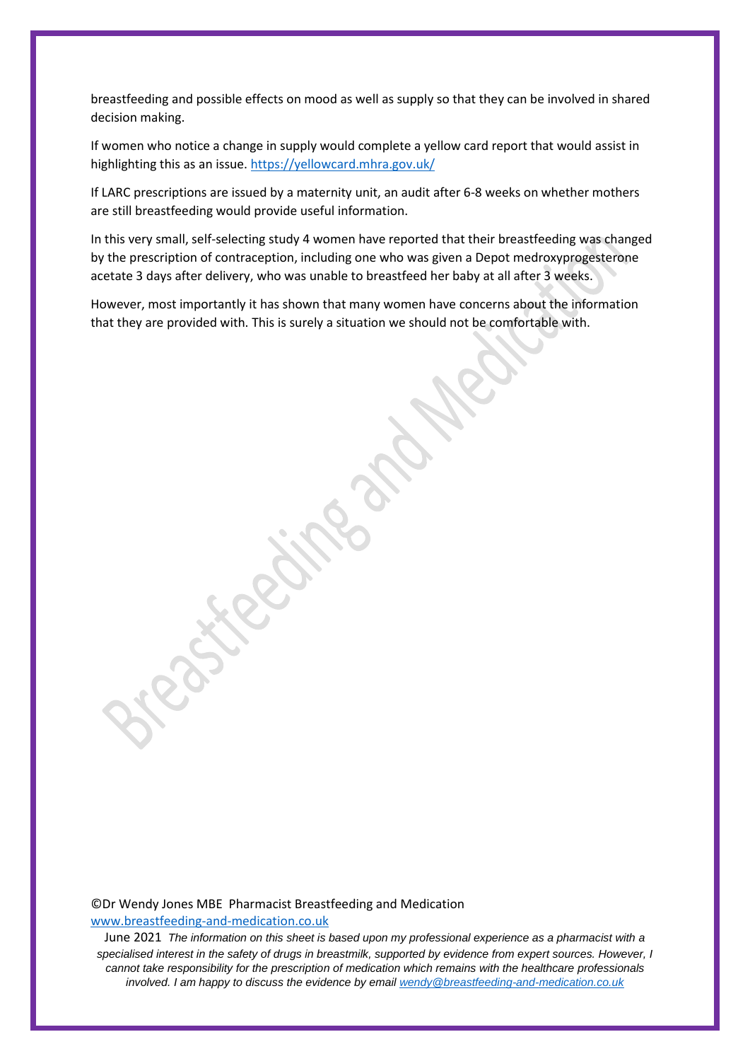breastfeeding and possible effects on mood as well as supply so that they can be involved in shared decision making.

If women who notice a change in supply would complete a yellow card report that would assist in highlighting this as an issue. https://yellowcard.mhra.gov.uk/

If LARC prescriptions are issued by a maternity unit, an audit after 6-8 weeks on whether mothers are still breastfeeding would provide useful information.

In this very small, self-selecting study 4 women have reported that their breastfeeding was changed by the prescription of contraception, including one who was given a Depot medroxyprogesterone acetate 3 days after delivery, who was unable to breastfeed her baby at all after 3 weeks.

However, most importantly it has shown that many women have concerns about the information that they are provided with. This is surely a situation we should not be comfortable with.

©Dr Wendy Jones MBE Pharmacist Breastfeeding and Medication
www.breastfeeding-and-medication.co.uk

June 2021 *The information on this sheet is based upon my professional experience as a pharmacist with a specialised interest in the safety of drugs in breastmilk, supported by evidence from expert sources. However, I cannot take responsibility for the prescription of medication which remains with the healthcare professionals involved. I am happy to discuss the evidence by email wendy@breastfeeding-and-medication.co.uk*